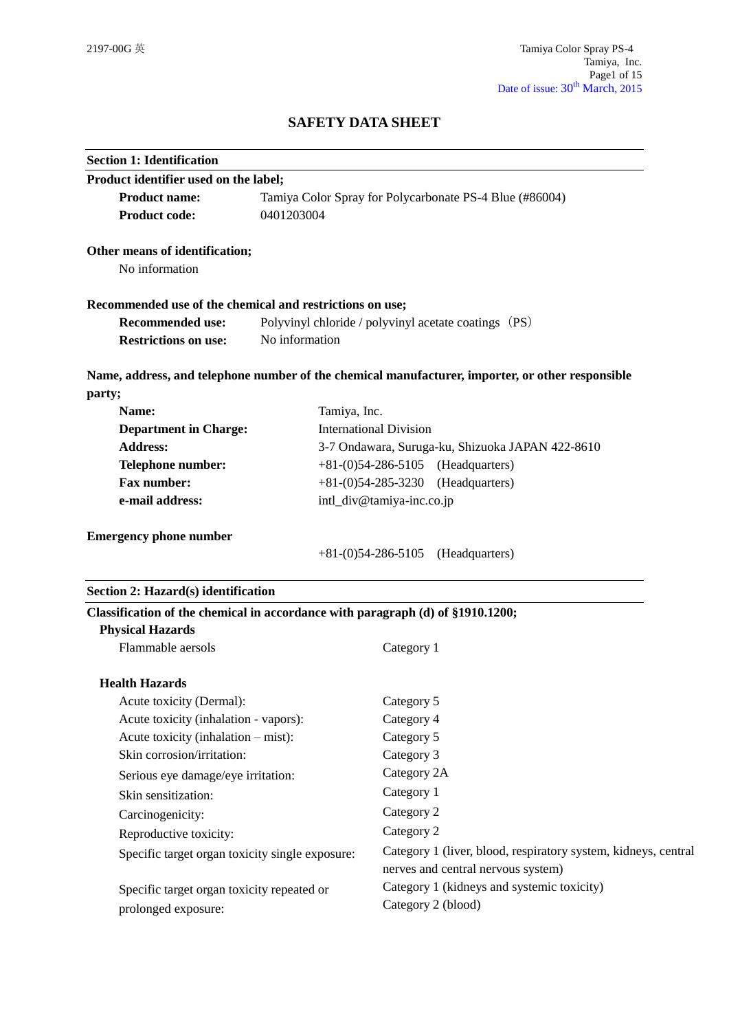# SAFETY DATA SHEET

## Section 1: Identification

**Product identifier used on the label;**

**Product name:** Tamiya Color Spray for Polycarbonate PS-4 Blue (#86004)

**Product code:** 0401203004

**Other means of identification;**

No information

**Recommended use of the chemical and restrictions on use;**

**Recommended use:** Polyvinyl chloride / polyvinyl acetate coatings（PS）

**Restrictions on use:** No information

**Name, address, and telephone number of the chemical manufacturer, importer, or other responsible party;**

**Name:** Tamiya, Inc.

**Department in Charge:** International Division

**Address:** 3-7 Ondawara, Suruga-ku, Shizuoka JAPAN 422-8610

**Telephone number:** +81-(0)54-286-5105 (Headquarters)

**Fax number:** +81-(0)54-285-3230 (Headquarters)

**e-mail address:** intl_div@tamiya-inc.co.jp

**Emergency phone number**

+81-(0)54-286-5105 (Headquarters)

## Section 2: Hazard(s) identification

**Classification of the chemical in accordance with paragraph (d) of §1910.1200;**

**Physical Hazards**

| | |
|---|---|
| Flammable aerosols | Category 1 |

**Health Hazards**

| | |
|---|---|
| Acute toxicity (Dermal): | Category 5 |
| Acute toxicity (inhalation - vapors): | Category 4 |
| Acute toxicity (inhalation – mist): | Category 5 |
| Skin corrosion/irritation: | Category 3 |
| Serious eye damage/eye irritation: | Category 2A |
| Skin sensitization: | Category 1 |
| Carcinogenicity: | Category 2 |
| Reproductive toxicity: | Category 2 |
| Specific target organ toxicity single exposure: | Category 1 (liver, blood, respiratory system, kidneys, central nerves and central nervous system) |
| Specific target organ toxicity repeated or prolonged exposure: | Category 1 (kidneys and systemic toxicity)<br>Category 2 (blood) |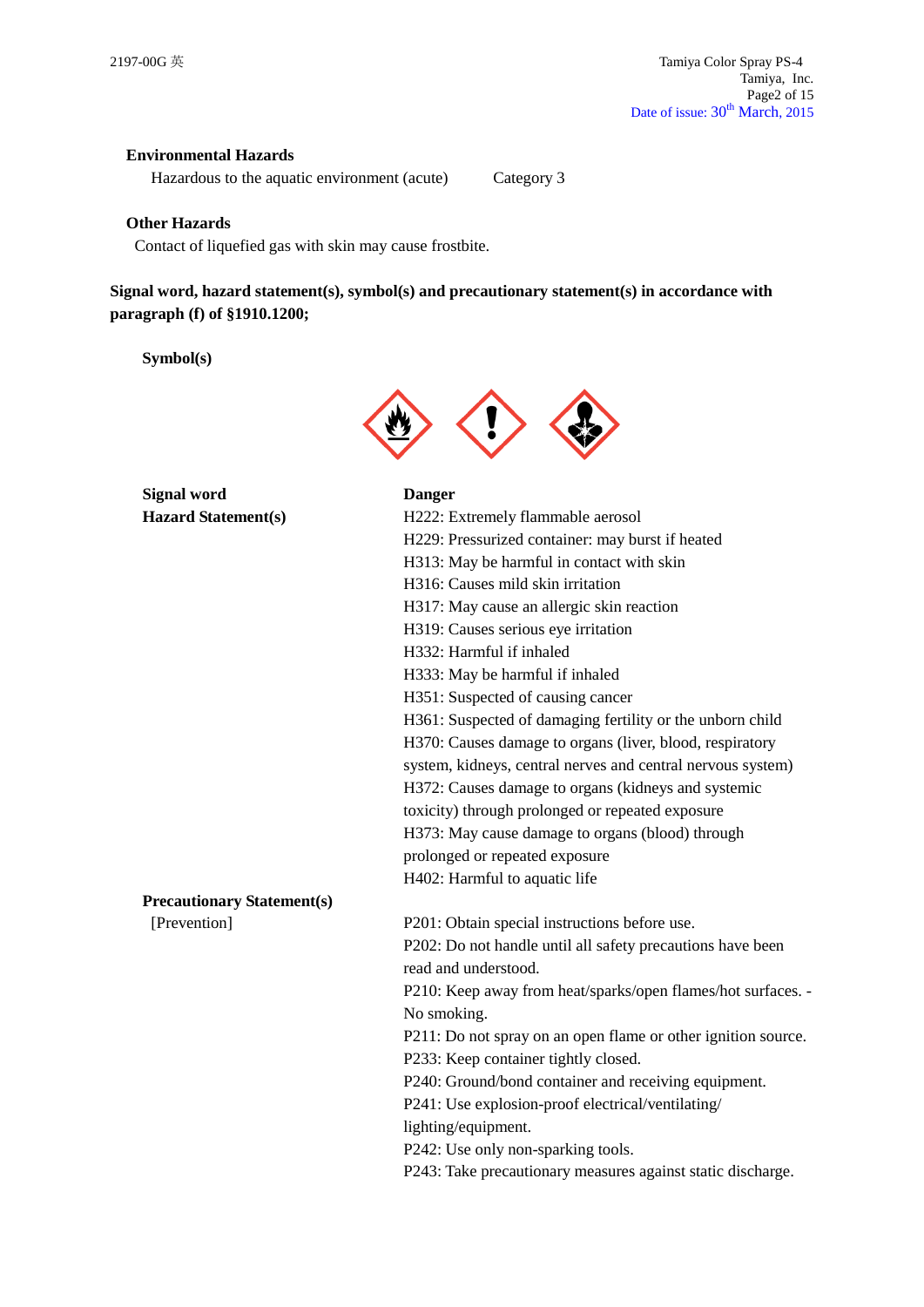### Environmental Hazards

Hazardous to the aquatic environment (acute) Category 3

### Other Hazards

Contact of liquefied gas with skin may cause frostbite.

**Signal word, hazard statement(s), symbol(s) and precautionary statement(s) in accordance with paragraph (f) of §1910.1200;**

**Symbol(s)**

**Signal word** **Danger**

**Hazard Statement(s)**

H222: Extremely flammable aerosol
H229: Pressurized container: may burst if heated
H313: May be harmful in contact with skin
H316: Causes mild skin irritation
H317: May cause an allergic skin reaction
H319: Causes serious eye irritation
H332: Harmful if inhaled
H333: May be harmful if inhaled
H351: Suspected of causing cancer
H361: Suspected of damaging fertility or the unborn child
H370: Causes damage to organs (liver, blood, respiratory system, kidneys, central nerves and central nervous system)
H372: Causes damage to organs (kidneys and systemic toxicity) through prolonged or repeated exposure
H373: May cause damage to organs (blood) through prolonged or repeated exposure
H402: Harmful to aquatic life

**Precautionary Statement(s)**

[Prevention]

P201: Obtain special instructions before use.
P202: Do not handle until all safety precautions have been read and understood.
P210: Keep away from heat/sparks/open flames/hot surfaces. - No smoking.
P211: Do not spray on an open flame or other ignition source.
P233: Keep container tightly closed.
P240: Ground/bond container and receiving equipment.
P241: Use explosion-proof electrical/ventilating/ lighting/equipment.
P242: Use only non-sparking tools.
P243: Take precautionary measures against static discharge.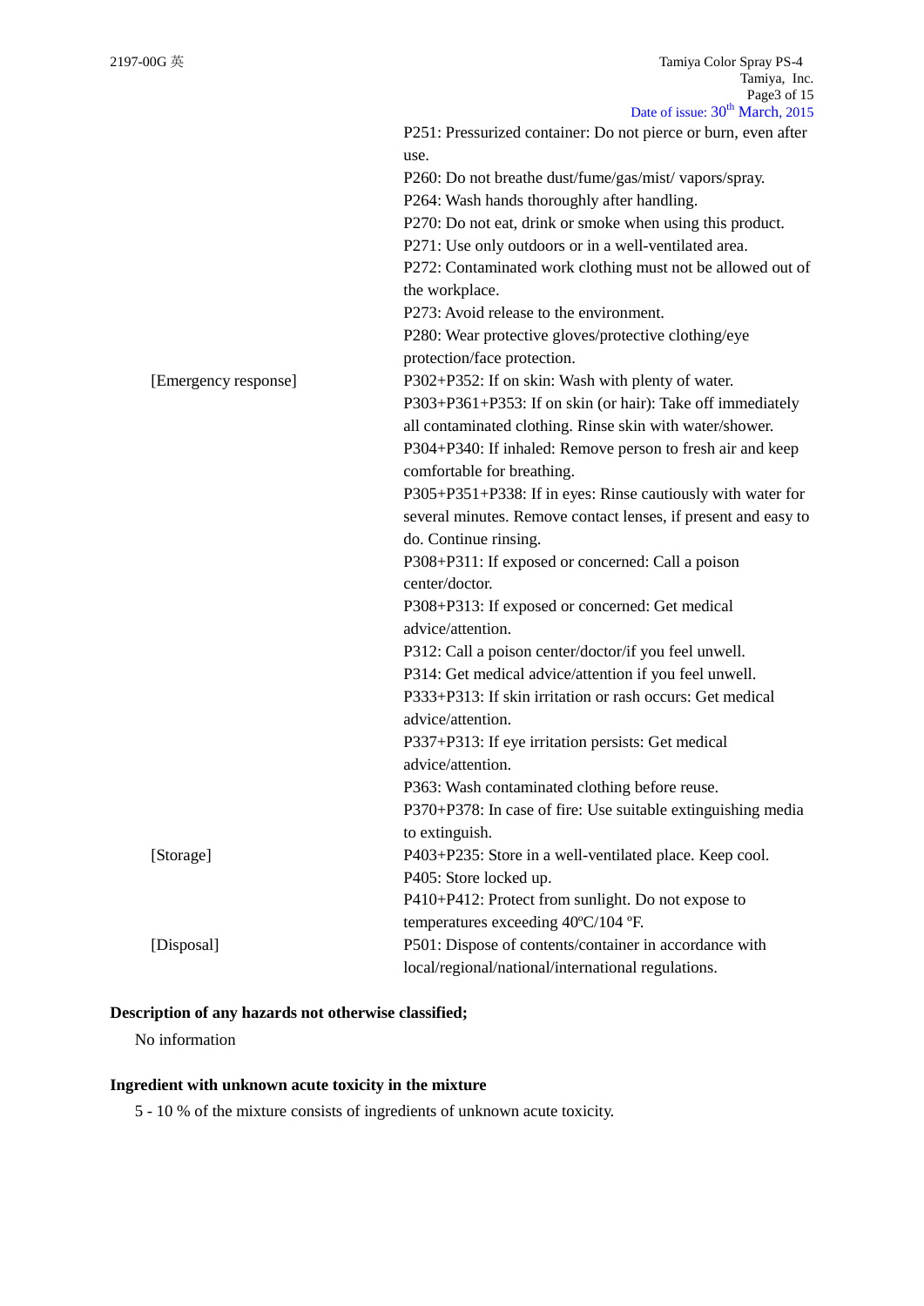| | |
|---|---|
| | P251: Pressurized container: Do not pierce or burn, even after use. |
| | P260: Do not breathe dust/fume/gas/mist/ vapors/spray. |
| | P264: Wash hands thoroughly after handling. |
| | P270: Do not eat, drink or smoke when using this product. |
| | P271: Use only outdoors or in a well-ventilated area. |
| | P272: Contaminated work clothing must not be allowed out of the workplace. |
| | P273: Avoid release to the environment. |
| | P280: Wear protective gloves/protective clothing/eye protection/face protection. |
| [Emergency response] | P302+P352: If on skin: Wash with plenty of water. |
| | P303+P361+P353: If on skin (or hair): Take off immediately all contaminated clothing. Rinse skin with water/shower. |
| | P304+P340: If inhaled: Remove person to fresh air and keep comfortable for breathing. |
| | P305+P351+P338: If in eyes: Rinse cautiously with water for several minutes. Remove contact lenses, if present and easy to do. Continue rinsing. |
| | P308+P311: If exposed or concerned: Call a poison center/doctor. |
| | P308+P313: If exposed or concerned: Get medical advice/attention. |
| | P312: Call a poison center/doctor/if you feel unwell. |
| | P314: Get medical advice/attention if you feel unwell. |
| | P333+P313: If skin irritation or rash occurs: Get medical advice/attention. |
| | P337+P313: If eye irritation persists: Get medical advice/attention. |
| | P363: Wash contaminated clothing before reuse. |
| | P370+P378: In case of fire: Use suitable extinguishing media to extinguish. |
| [Storage] | P403+P235: Store in a well-ventilated place. Keep cool. |
| | P405: Store locked up. |
| | P410+P412: Protect from sunlight. Do not expose to temperatures exceeding 40ºC/104 ºF. |
| [Disposal] | P501: Dispose of contents/container in accordance with local/regional/national/international regulations. |

**Description of any hazards not otherwise classified;**

No information

**Ingredient with unknown acute toxicity in the mixture**

5 - 10 % of the mixture consists of ingredients of unknown acute toxicity.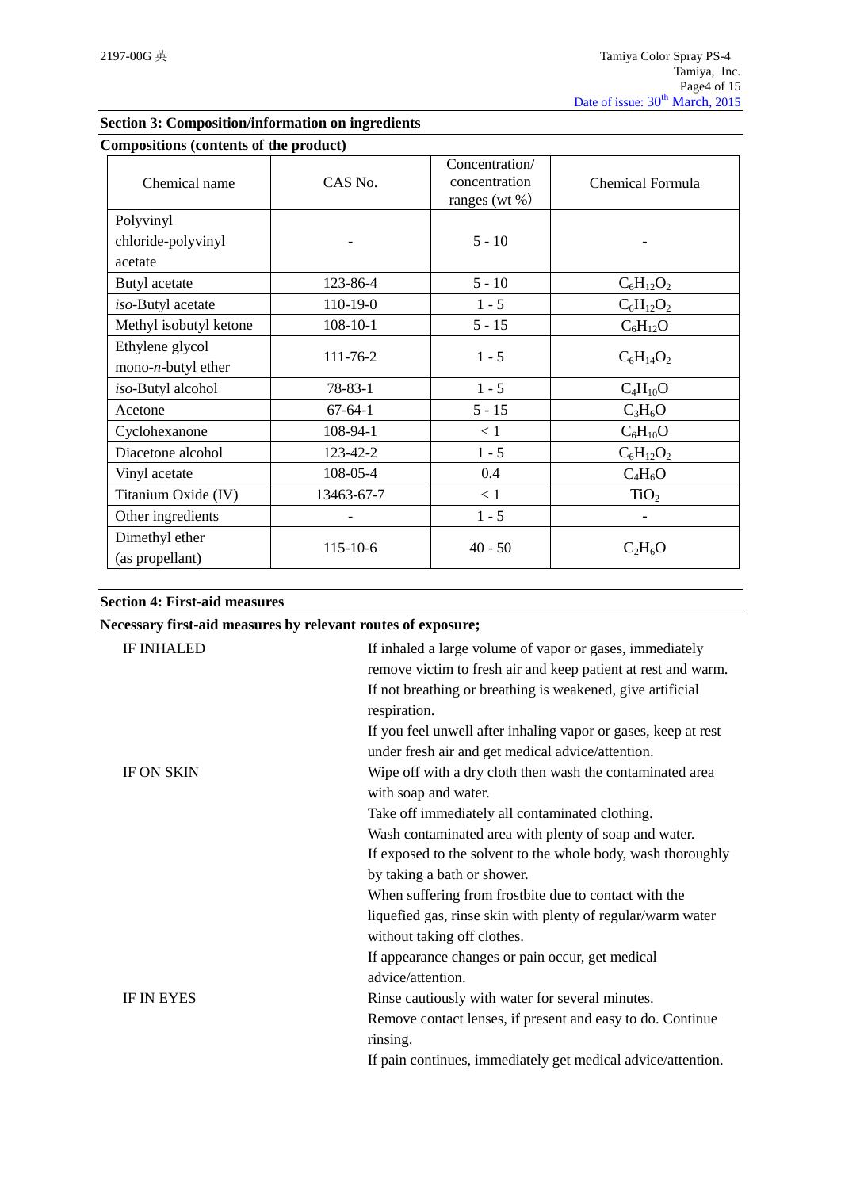## Section 3: Composition/information on ingredients

**Compositions (contents of the product)**

| Chemical name | CAS No. | Concentration/ concentration ranges (wt %) | Chemical Formula |
|---|---|---|---|
| Polyvinyl chloride-polyvinyl acetate | - | 5 - 10 | - |
| Butyl acetate | 123-86-4 | 5 - 10 | $C_6H_{12}O_2$ |
| *iso*-Butyl acetate | 110-19-0 | 1 - 5 | $C_6H_{12}O_2$ |
| Methyl isobutyl ketone | 108-10-1 | 5 - 15 | $C_6H_{12}O$ |
| Ethylene glycol mono-*n*-butyl ether | 111-76-2 | 1 - 5 | $C_6H_{14}O_2$ |
| *iso*-Butyl alcohol | 78-83-1 | 1 - 5 | $C_4H_{10}O$ |
| Acetone | 67-64-1 | 5 - 15 | $C_3H_6O$ |
| Cyclohexanone | 108-94-1 | < 1 | $C_6H_{10}O$ |
| Diacetone alcohol | 123-42-2 | 1 - 5 | $C_6H_{12}O_2$ |
| Vinyl acetate | 108-05-4 | 0.4 | $C_4H_6O$ |
| Titanium Oxide (IV) | 13463-67-7 | < 1 | $TiO_2$ |
| Other ingredients | - | 1 - 5 | - |
| Dimethyl ether (as propellant) | 115-10-6 | 40 - 50 | $C_2H_6O$ |

## Section 4: First-aid measures

**Necessary first-aid measures by relevant routes of exposure;**

IF INHALED
: If inhaled a large volume of vapor or gases, immediately remove victim to fresh air and keep patient at rest and warm.
If not breathing or breathing is weakened, give artificial respiration.
If you feel unwell after inhaling vapor or gases, keep at rest under fresh air and get medical advice/attention.

IF ON SKIN
: Wipe off with a dry cloth then wash the contaminated area with soap and water.
Take off immediately all contaminated clothing.
Wash contaminated area with plenty of soap and water.
If exposed to the solvent to the whole body, wash thoroughly by taking a bath or shower.
When suffering from frostbite due to contact with the liquefied gas, rinse skin with plenty of regular/warm water without taking off clothes.
If appearance changes or pain occur, get medical advice/attention.

IF IN EYES
: Rinse cautiously with water for several minutes.
Remove contact lenses, if present and easy to do. Continue rinsing.
If pain continues, immediately get medical advice/attention.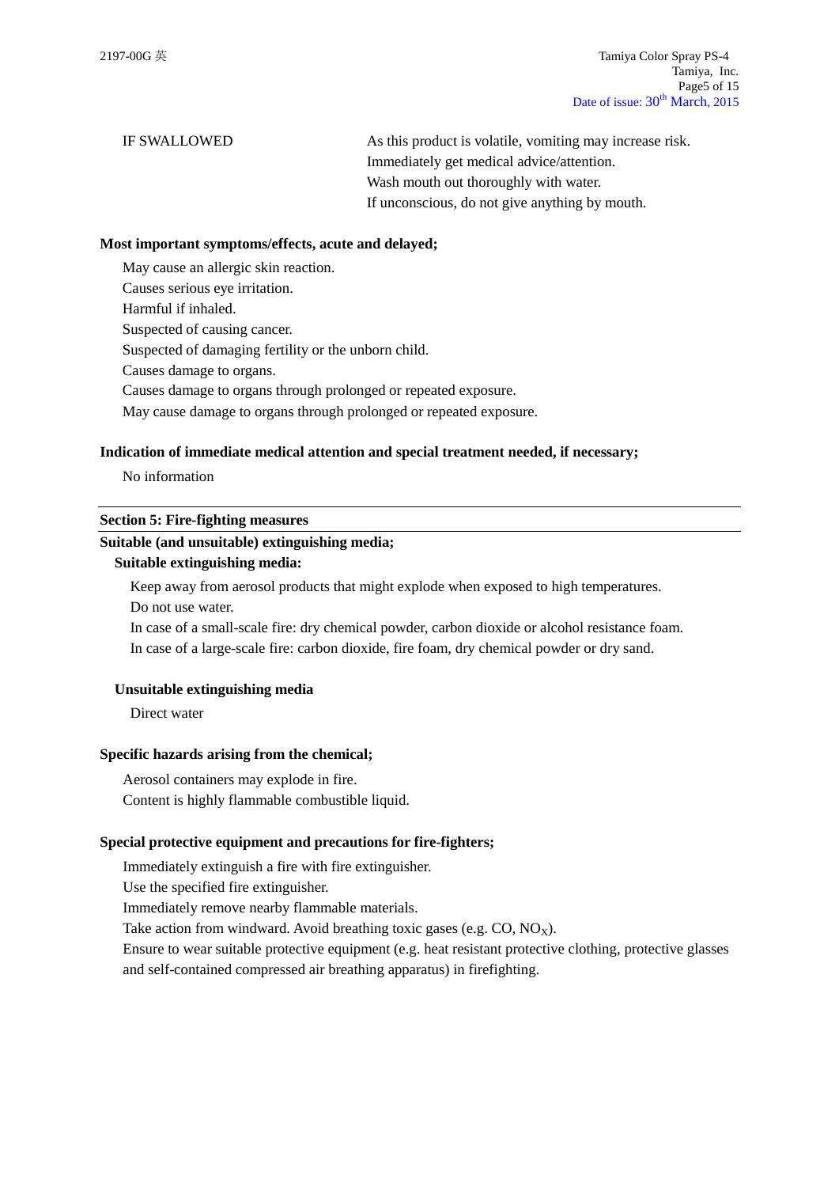IF SWALLOWED

As this product is volatile, vomiting may increase risk.
Immediately get medical advice/attention.
Wash mouth out thoroughly with water.
If unconscious, do not give anything by mouth.

**Most important symptoms/effects, acute and delayed;**

May cause an allergic skin reaction.
Causes serious eye irritation.
Harmful if inhaled.
Suspected of causing cancer.
Suspected of damaging fertility or the unborn child.
Causes damage to organs.
Causes damage to organs through prolonged or repeated exposure.
May cause damage to organs through prolonged or repeated exposure.

**Indication of immediate medical attention and special treatment needed, if necessary;**

No information

## Section 5: Fire-fighting measures

**Suitable (and unsuitable) extinguishing media;**

**Suitable extinguishing media:**

Keep away from aerosol products that might explode when exposed to high temperatures.
Do not use water.
In case of a small-scale fire: dry chemical powder, carbon dioxide or alcohol resistance foam.
In case of a large-scale fire: carbon dioxide, fire foam, dry chemical powder or dry sand.

**Unsuitable extinguishing media**

Direct water

**Specific hazards arising from the chemical;**

Aerosol containers may explode in fire.
Content is highly flammable combustible liquid.

**Special protective equipment and precautions for fire-fighters;**

Immediately extinguish a fire with fire extinguisher.
Use the specified fire extinguisher.
Immediately remove nearby flammable materials.
Take action from windward. Avoid breathing toxic gases (e.g. CO, $NO_X$).
Ensure to wear suitable protective equipment (e.g. heat resistant protective clothing, protective glasses and self-contained compressed air breathing apparatus) in firefighting.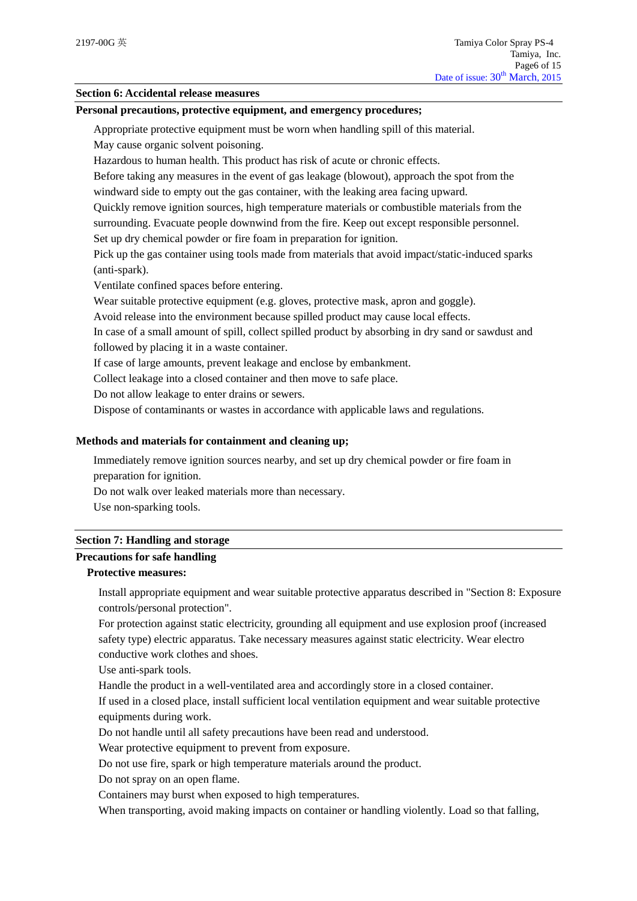## Section 6: Accidental release measures

**Personal precautions, protective equipment, and emergency procedures;**

Appropriate protective equipment must be worn when handling spill of this material.
May cause organic solvent poisoning.
Hazardous to human health. This product has risk of acute or chronic effects.
Before taking any measures in the event of gas leakage (blowout), approach the spot from the windward side to empty out the gas container, with the leaking area facing upward.
Quickly remove ignition sources, high temperature materials or combustible materials from the surrounding. Evacuate people downwind from the fire. Keep out except responsible personnel.
Set up dry chemical powder or fire foam in preparation for ignition.
Pick up the gas container using tools made from materials that avoid impact/static-induced sparks (anti-spark).
Ventilate confined spaces before entering.
Wear suitable protective equipment (e.g. gloves, protective mask, apron and goggle).
Avoid release into the environment because spilled product may cause local effects.
In case of a small amount of spill, collect spilled product by absorbing in dry sand or sawdust and followed by placing it in a waste container.
If case of large amounts, prevent leakage and enclose by embankment.
Collect leakage into a closed container and then move to safe place.
Do not allow leakage to enter drains or sewers.
Dispose of contaminants or wastes in accordance with applicable laws and regulations.

**Methods and materials for containment and cleaning up;**

Immediately remove ignition sources nearby, and set up dry chemical powder or fire foam in preparation for ignition.
Do not walk over leaked materials more than necessary.
Use non-sparking tools.

## Section 7: Handling and storage

**Precautions for safe handling**

**Protective measures:**

Install appropriate equipment and wear suitable protective apparatus described in "Section 8: Exposure controls/personal protection".
For protection against static electricity, grounding all equipment and use explosion proof (increased safety type) electric apparatus. Take necessary measures against static electricity. Wear electro conductive work clothes and shoes.
Use anti-spark tools.
Handle the product in a well-ventilated area and accordingly store in a closed container.
If used in a closed place, install sufficient local ventilation equipment and wear suitable protective equipments during work.
Do not handle until all safety precautions have been read and understood.
Wear protective equipment to prevent from exposure.
Do not use fire, spark or high temperature materials around the product.
Do not spray on an open flame.
Containers may burst when exposed to high temperatures.
When transporting, avoid making impacts on container or handling violently. Load so that falling,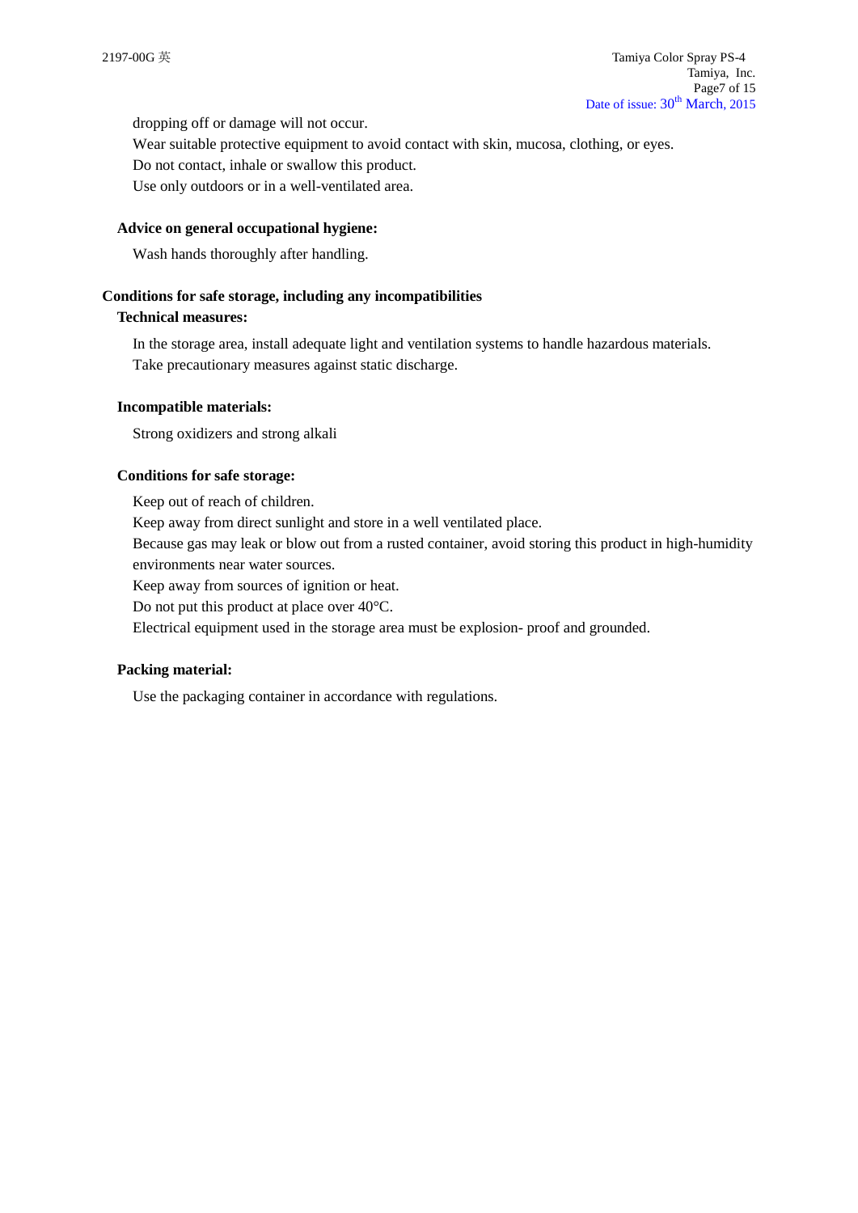dropping off or damage will not occur.

Wear suitable protective equipment to avoid contact with skin, mucosa, clothing, or eyes.

Do not contact, inhale or swallow this product.

Use only outdoors or in a well-ventilated area.

**Advice on general occupational hygiene:**

Wash hands thoroughly after handling.

## Conditions for safe storage, including any incompatibilities

**Technical measures:**

In the storage area, install adequate light and ventilation systems to handle hazardous materials.

Take precautionary measures against static discharge.

**Incompatible materials:**

Strong oxidizers and strong alkali

**Conditions for safe storage:**

Keep out of reach of children.

Keep away from direct sunlight and store in a well ventilated place.

Because gas may leak or blow out from a rusted container, avoid storing this product in high-humidity environments near water sources.

Keep away from sources of ignition or heat.

Do not put this product at place over 40°C.

Electrical equipment used in the storage area must be explosion- proof and grounded.

**Packing material:**

Use the packaging container in accordance with regulations.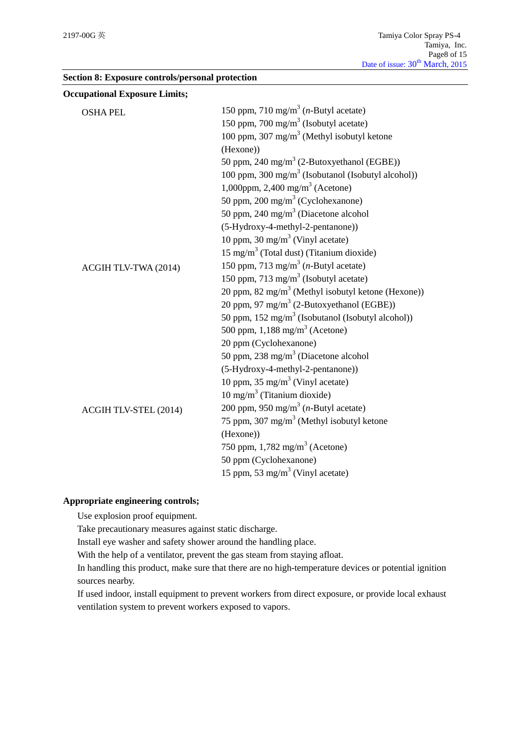## Section 8: Exposure controls/personal protection

**Occupational Exposure Limits;**

| | |
|---|---|
| OSHA PEL | 150 ppm, 710 mg/$m^3$ (*n*-Butyl acetate)<br>150 ppm, 700 mg/$m^3$ (Isobutyl acetate)<br>100 ppm, 307 mg/$m^3$ (Methyl isobutyl ketone (Hexone))<br>50 ppm, 240 mg/$m^3$ (2-Butoxyethanol (EGBE))<br>100 ppm, 300 mg/$m^3$ (Isobutanol (Isobutyl alcohol))<br>1,000ppm, 2,400 mg/$m^3$ (Acetone)<br>50 ppm, 200 mg/$m^3$ (Cyclohexanone)<br>50 ppm, 240 mg/$m^3$ (Diacetone alcohol (5-Hydroxy-4-methyl-2-pentanone))<br>10 ppm, 30 mg/$m^3$ (Vinyl acetate)<br>15 mg/$m^3$ (Total dust) (Titanium dioxide) |
| ACGIH TLV-TWA (2014) | 150 ppm, 713 mg/$m^3$ (*n*-Butyl acetate)<br>150 ppm, 713 mg/$m^3$ (Isobutyl acetate)<br>20 ppm, 82 mg/$m^3$ (Methyl isobutyl ketone (Hexone))<br>20 ppm, 97 mg/$m^3$ (2-Butoxyethanol (EGBE))<br>50 ppm, 152 mg/$m^3$ (Isobutanol (Isobutyl alcohol))<br>500 ppm, 1,188 mg/$m^3$ (Acetone)<br>20 ppm (Cyclohexanone)<br>50 ppm, 238 mg/$m^3$ (Diacetone alcohol (5-Hydroxy-4-methyl-2-pentanone))<br>10 ppm, 35 mg/$m^3$ (Vinyl acetate)<br>10 mg/$m^3$ (Titanium dioxide) |
| ACGIH TLV-STEL (2014) | 200 ppm, 950 mg/$m^3$ (*n*-Butyl acetate)<br>75 ppm, 307 mg/$m^3$ (Methyl isobutyl ketone (Hexone))<br>750 ppm, 1,782 mg/$m^3$ (Acetone)<br>50 ppm (Cyclohexanone)<br>15 ppm, 53 mg/$m^3$ (Vinyl acetate) |

**Appropriate engineering controls;**

Use explosion proof equipment.
Take precautionary measures against static discharge.
Install eye washer and safety shower around the handling place.
With the help of a ventilator, prevent the gas steam from staying afloat.
In handling this product, make sure that there are no high-temperature devices or potential ignition sources nearby.
If used indoor, install equipment to prevent workers from direct exposure, or provide local exhaust ventilation system to prevent workers exposed to vapors.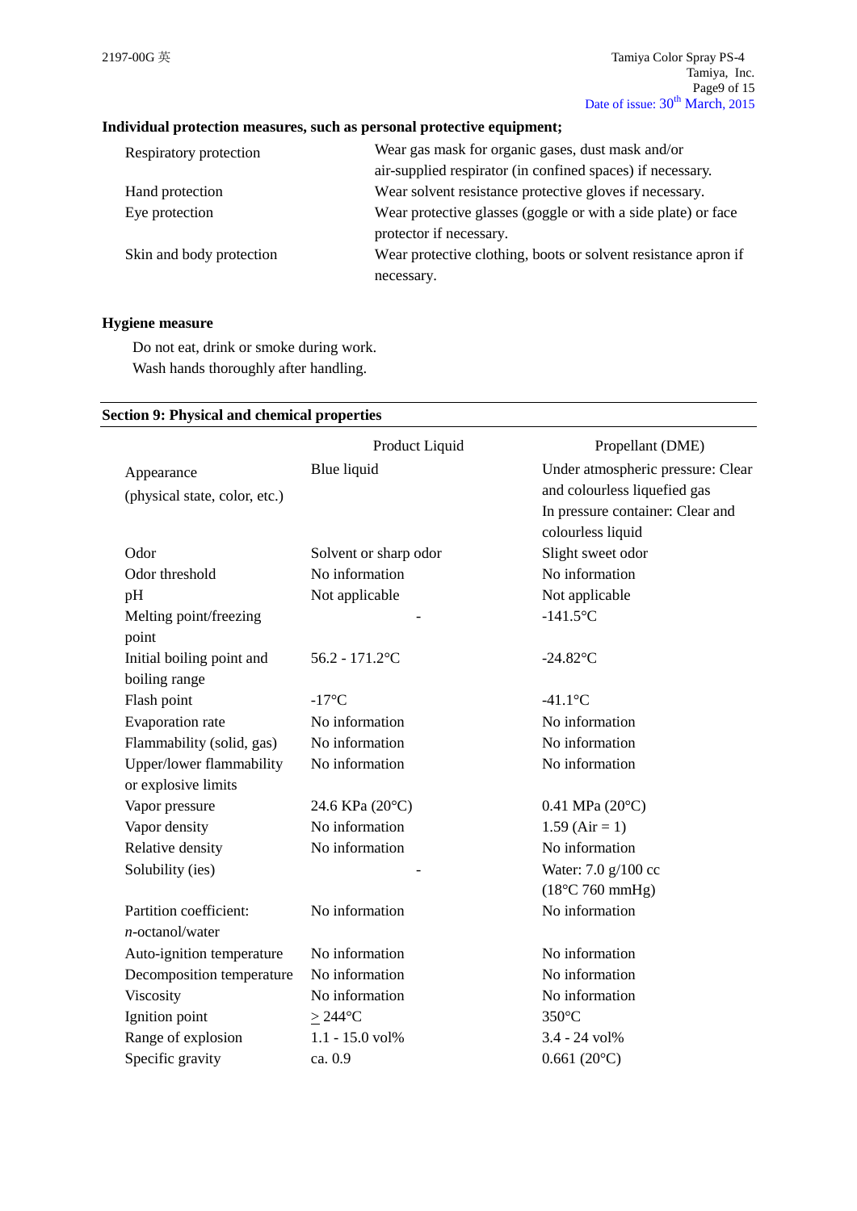**Individual protection measures, such as personal protective equipment;**

| | |
|---|---|
| Respiratory protection | Wear gas mask for organic gases, dust mask and/or air-supplied respirator (in confined spaces) if necessary. |
| Hand protection | Wear solvent resistance protective gloves if necessary. |
| Eye protection | Wear protective glasses (goggle or with a side plate) or face protector if necessary. |
| Skin and body protection | Wear protective clothing, boots or solvent resistance apron if necessary. |

**Hygiene measure**

Do not eat, drink or smoke during work.
Wash hands thoroughly after handling.

## Section 9: Physical and chemical properties

| | Product Liquid | Propellant (DME) |
|---|---|---|
| Appearance (physical state, color, etc.) | Blue liquid | Under atmospheric pressure: Clear and colourless liquefied gas In pressure container: Clear and colourless liquid |
| Odor | Solvent or sharp odor | Slight sweet odor |
| Odor threshold | No information | No information |
| pH | Not applicable | Not applicable |
| Melting point/freezing point | - | -141.5°C |
| Initial boiling point and boiling range | 56.2 - 171.2°C | -24.82°C |
| Flash point | -17°C | -41.1°C |
| Evaporation rate | No information | No information |
| Flammability (solid, gas) | No information | No information |
| Upper/lower flammability or explosive limits | No information | No information |
| Vapor pressure | 24.6 KPa (20°C) | 0.41 MPa (20°C) |
| Vapor density | No information | 1.59 (Air = 1) |
| Relative density | No information | No information |
| Solubility (ies) | - | Water: 7.0 g/100 cc (18°C 760 mmHg) |
| Partition coefficient: *n*-octanol/water | No information | No information |
| Auto-ignition temperature | No information | No information |
| Decomposition temperature | No information | No information |
| Viscosity | No information | No information |
| Ignition point | $\geq$ 244°C | 350°C |
| Range of explosion | 1.1 - 15.0 vol% | 3.4 - 24 vol% |
| Specific gravity | ca. 0.9 | 0.661 (20°C) |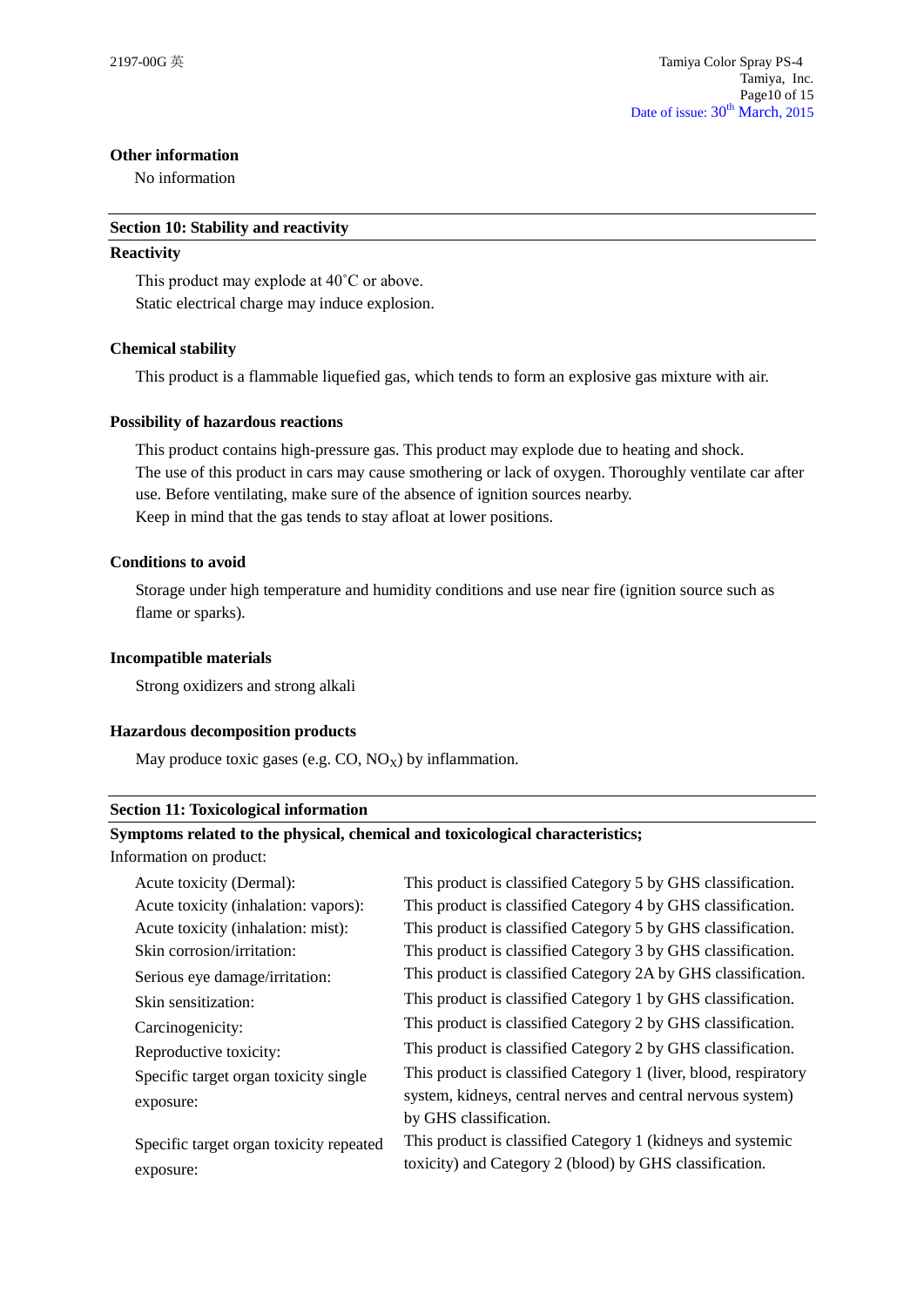**Other information**

No information

## Section 10: Stability and reactivity

**Reactivity**

This product may explode at 40˚C or above.
Static electrical charge may induce explosion.

**Chemical stability**

This product is a flammable liquefied gas, which tends to form an explosive gas mixture with air.

**Possibility of hazardous reactions**

This product contains high-pressure gas. This product may explode due to heating and shock.
The use of this product in cars may cause smothering or lack of oxygen. Thoroughly ventilate car after use. Before ventilating, make sure of the absence of ignition sources nearby.
Keep in mind that the gas tends to stay afloat at lower positions.

**Conditions to avoid**

Storage under high temperature and humidity conditions and use near fire (ignition source such as flame or sparks).

**Incompatible materials**

Strong oxidizers and strong alkali

**Hazardous decomposition products**

May produce toxic gases (e.g. CO, $NO_X$) by inflammation.

## Section 11: Toxicological information

**Symptoms related to the physical, chemical and toxicological characteristics;**

Information on product:

| | |
|---|---|
| Acute toxicity (Dermal): | This product is classified Category 5 by GHS classification. |
| Acute toxicity (inhalation: vapors): | This product is classified Category 4 by GHS classification. |
| Acute toxicity (inhalation: mist): | This product is classified Category 5 by GHS classification. |
| Skin corrosion/irritation: | This product is classified Category 3 by GHS classification. |
| Serious eye damage/irritation: | This product is classified Category 2A by GHS classification. |
| Skin sensitization: | This product is classified Category 1 by GHS classification. |
| Carcinogenicity: | This product is classified Category 2 by GHS classification. |
| Reproductive toxicity: | This product is classified Category 2 by GHS classification. |
| Specific target organ toxicity single exposure: | This product is classified Category 1 (liver, blood, respiratory system, kidneys, central nerves and central nervous system) by GHS classification. |
| Specific target organ toxicity repeated exposure: | This product is classified Category 1 (kidneys and systemic toxicity) and Category 2 (blood) by GHS classification. |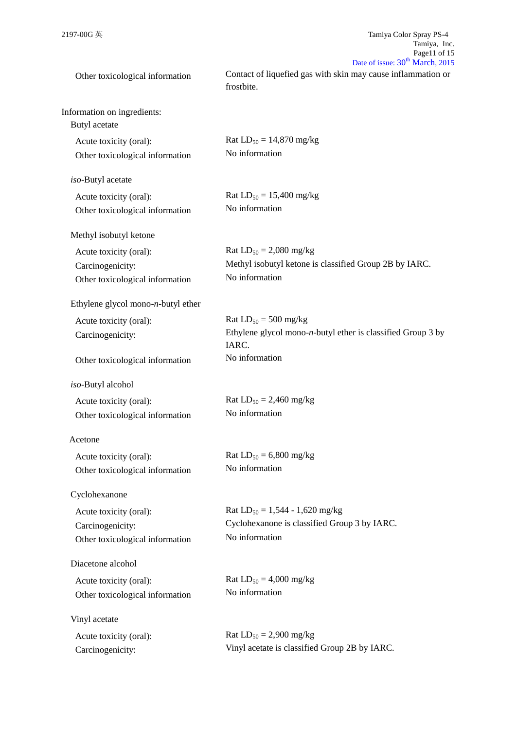| | |
|---|---|
| Other toxicological information | Contact of liquefied gas with skin may cause inflammation or frostbite. |

Information on ingredients:

Butyl acetate

| | |
|---|---|
| Acute toxicity (oral): | Rat $LD_{50}$ = 14,870 mg/kg |
| Other toxicological information | No information |

*iso*-Butyl acetate

| | |
|---|---|
| Acute toxicity (oral): | Rat $LD_{50}$ = 15,400 mg/kg |
| Other toxicological information | No information |

Methyl isobutyl ketone

| | |
|---|---|
| Acute toxicity (oral): | Rat $LD_{50}$ = 2,080 mg/kg |
| Carcinogenicity: | Methyl isobutyl ketone is classified Group 2B by IARC. |
| Other toxicological information | No information |

Ethylene glycol mono-*n*-butyl ether

| | |
|---|---|
| Acute toxicity (oral): | Rat $LD_{50}$ = 500 mg/kg |
| Carcinogenicity: | Ethylene glycol mono-*n*-butyl ether is classified Group 3 by IARC. |
| Other toxicological information | No information |

*iso*-Butyl alcohol

| | |
|---|---|
| Acute toxicity (oral): | Rat $LD_{50}$ = 2,460 mg/kg |
| Other toxicological information | No information |

Acetone

| | |
|---|---|
| Acute toxicity (oral): | Rat $LD_{50}$ = 6,800 mg/kg |
| Other toxicological information | No information |

Cyclohexanone

| | |
|---|---|
| Acute toxicity (oral): | Rat $LD_{50}$ = 1,544 - 1,620 mg/kg |
| Carcinogenicity: | Cyclohexanone is classified Group 3 by IARC. |
| Other toxicological information | No information |

Diacetone alcohol

| | |
|---|---|
| Acute toxicity (oral): | Rat $LD_{50}$ = 4,000 mg/kg |
| Other toxicological information | No information |

Vinyl acetate

| | |
|---|---|
| Acute toxicity (oral): | Rat $LD_{50}$ = 2,900 mg/kg |
| Carcinogenicity: | Vinyl acetate is classified Group 2B by IARC. |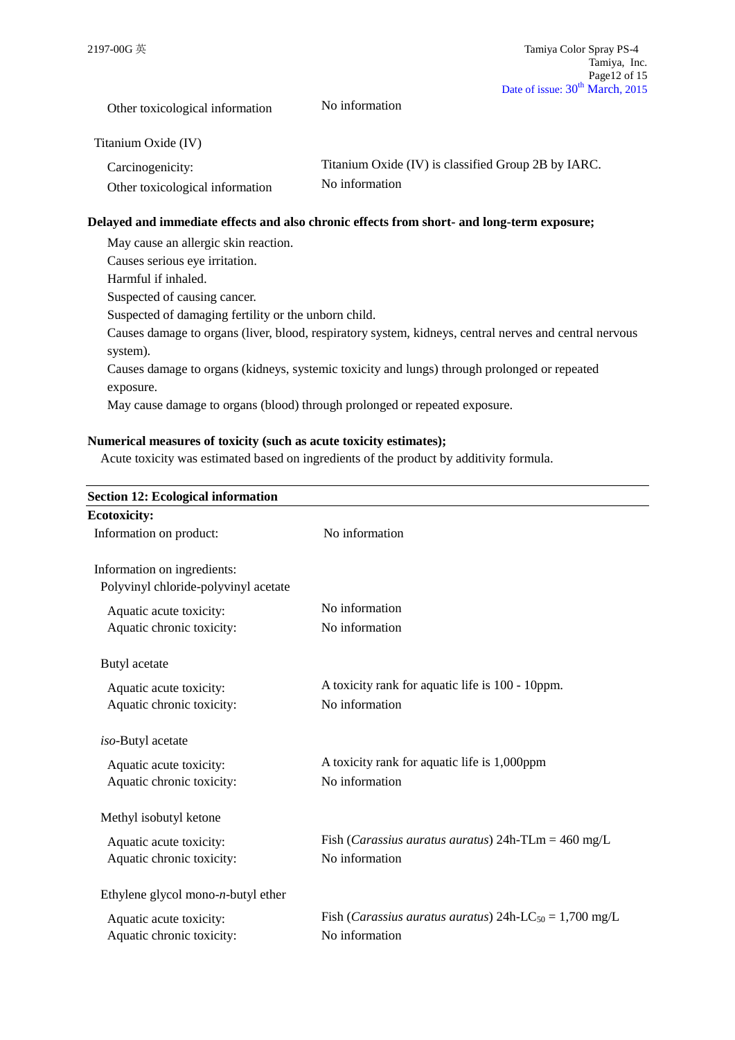| | |
|---|---|
| Other toxicological information | No information |

Titanium Oxide (IV)

| | |
|---|---|
| Carcinogenicity: | Titanium Oxide (IV) is classified Group 2B by IARC. |
| Other toxicological information | No information |

**Delayed and immediate effects and also chronic effects from short- and long-term exposure;**

May cause an allergic skin reaction.
Causes serious eye irritation.
Harmful if inhaled.
Suspected of causing cancer.
Suspected of damaging fertility or the unborn child.
Causes damage to organs (liver, blood, respiratory system, kidneys, central nerves and central nervous system).
Causes damage to organs (kidneys, systemic toxicity and lungs) through prolonged or repeated exposure.
May cause damage to organs (blood) through prolonged or repeated exposure.

**Numerical measures of toxicity (such as acute toxicity estimates);**

Acute toxicity was estimated based on ingredients of the product by additivity formula.

## Section 12: Ecological information

**Ecotoxicity:**

| | |
|---|---|
| Information on product: | No information |

Information on ingredients:

Polyvinyl chloride-polyvinyl acetate

| | |
|---|---|
| Aquatic acute toxicity: | No information |
| Aquatic chronic toxicity: | No information |

Butyl acetate

| | |
|---|---|
| Aquatic acute toxicity: | A toxicity rank for aquatic life is 100 - 10ppm. |
| Aquatic chronic toxicity: | No information |

*iso*-Butyl acetate

| | |
|---|---|
| Aquatic acute toxicity: | A toxicity rank for aquatic life is 1,000ppm |
| Aquatic chronic toxicity: | No information |

Methyl isobutyl ketone

| | |
|---|---|
| Aquatic acute toxicity: | Fish (*Carassius auratus auratus*) 24h-TLm = 460 mg/L |
| Aquatic chronic toxicity: | No information |

Ethylene glycol mono-*n*-butyl ether

| | |
|---|---|
| Aquatic acute toxicity: | Fish (*Carassius auratus auratus*) 24h-$LC_{50}$ = 1,700 mg/L |
| Aquatic chronic toxicity: | No information |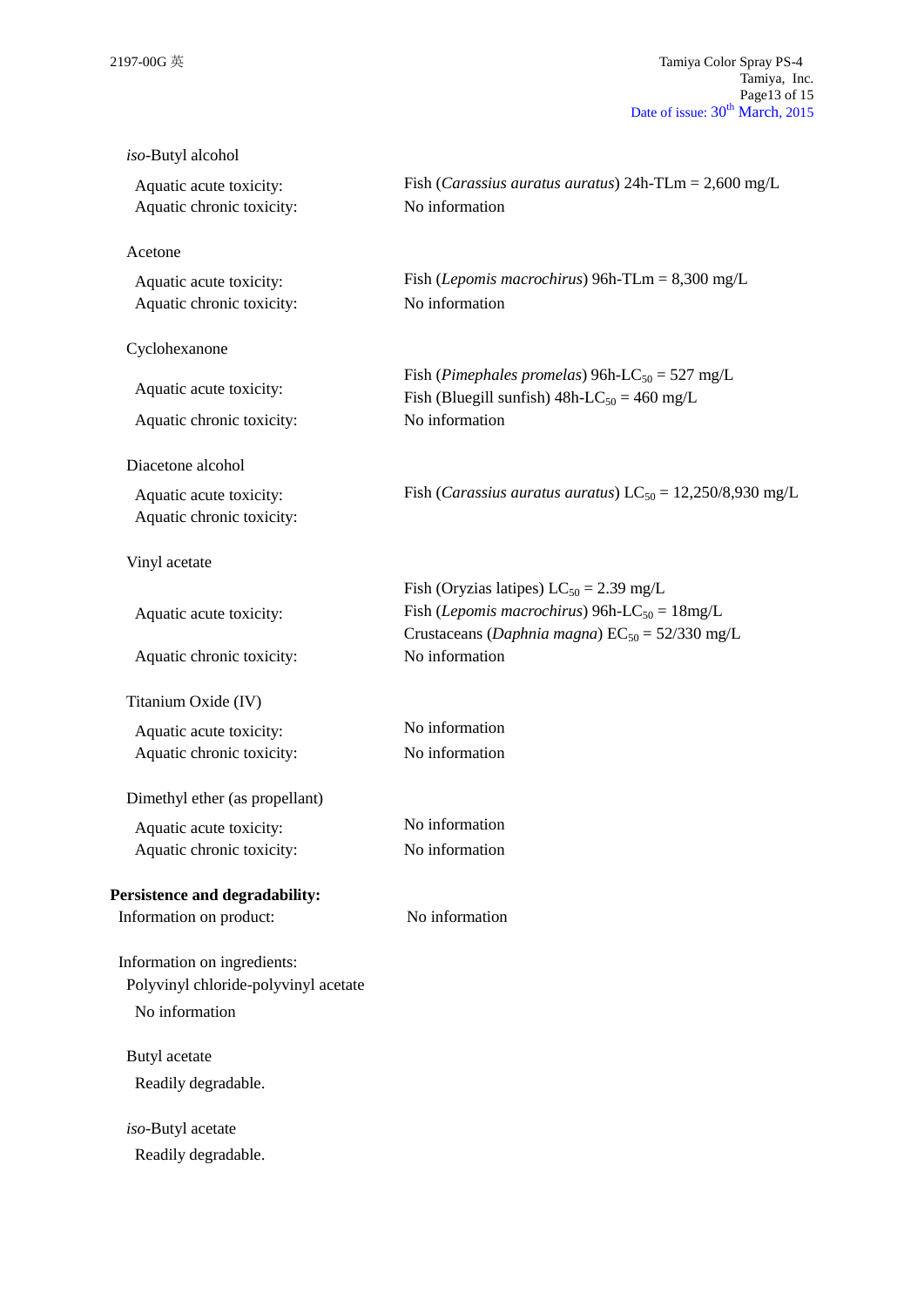*iso*-Butyl alcohol

| | |
|---|---|
| Aquatic acute toxicity: | Fish (*Carassius auratus auratus*) 24h-TLm = 2,600 mg/L |
| Aquatic chronic toxicity: | No information |

Acetone

| | |
|---|---|
| Aquatic acute toxicity: | Fish (*Lepomis macrochirus*) 96h-TLm = 8,300 mg/L |
| Aquatic chronic toxicity: | No information |

Cyclohexanone

| | |
|---|---|
| Aquatic acute toxicity: | Fish (*Pimephales promelas*) 96h-$LC_{50}$ = 527 mg/L<br>Fish (Bluegill sunfish) 48h-$LC_{50}$ = 460 mg/L |
| Aquatic chronic toxicity: | No information |

Diacetone alcohol

| | |
|---|---|
| Aquatic acute toxicity: | Fish (*Carassius auratus auratus*) $LC_{50}$ = 12,250/8,930 mg/L |
| Aquatic chronic toxicity: | |

Vinyl acetate

| | |
|---|---|
| Aquatic acute toxicity: | Fish (Oryzias latipes) $LC_{50}$ = 2.39 mg/L<br>Fish (*Lepomis macrochirus*) 96h-$LC_{50}$ = 18mg/L<br>Crustaceans (*Daphnia magna*) $EC_{50}$ = 52/330 mg/L |
| Aquatic chronic toxicity: | No information |

Titanium Oxide (IV)

| | |
|---|---|
| Aquatic acute toxicity: | No information |
| Aquatic chronic toxicity: | No information |

Dimethyl ether (as propellant)

| | |
|---|---|
| Aquatic acute toxicity: | No information |
| Aquatic chronic toxicity: | No information |

**Persistence and degradability:**

Information on product: No information

Information on ingredients:

Polyvinyl chloride-polyvinyl acetate

No information

Butyl acetate

Readily degradable.

*iso*-Butyl acetate

Readily degradable.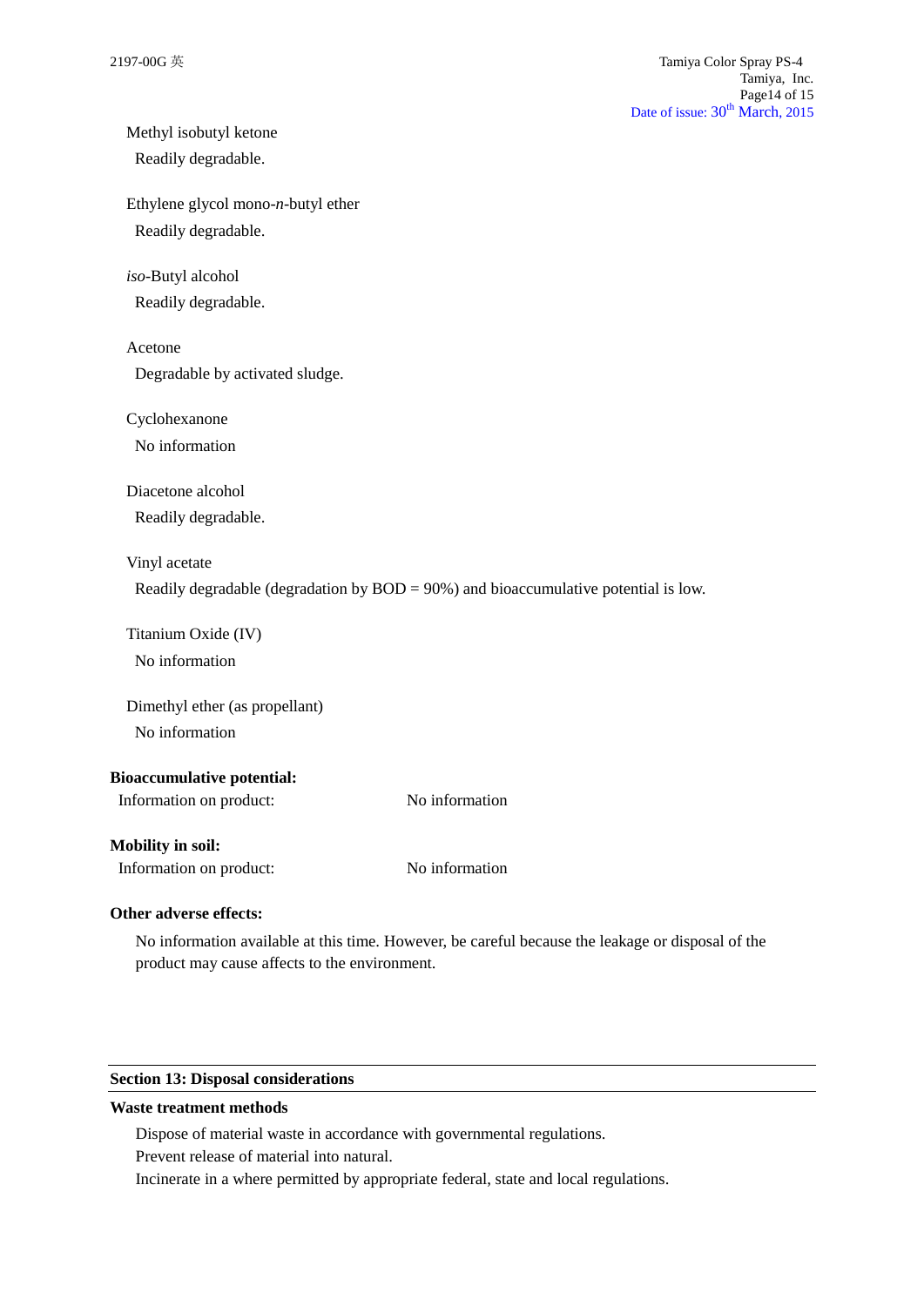Methyl isobutyl ketone

Readily degradable.

Ethylene glycol mono-*n*-butyl ether

Readily degradable.

*iso*-Butyl alcohol

Readily degradable.

Acetone

Degradable by activated sludge.

Cyclohexanone

No information

Diacetone alcohol

Readily degradable.

Vinyl acetate

Readily degradable (degradation by BOD = 90%) and bioaccumulative potential is low.

Titanium Oxide (IV)

No information

Dimethyl ether (as propellant)

No information

**Bioaccumulative potential:**

Information on product: No information

**Mobility in soil:**

Information on product: No information

**Other adverse effects:**

No information available at this time. However, be careful because the leakage or disposal of the product may cause affects to the environment.

## Section 13: Disposal considerations

**Waste treatment methods**

Dispose of material waste in accordance with governmental regulations.
Prevent release of material into natural.
Incinerate in a where permitted by appropriate federal, state and local regulations.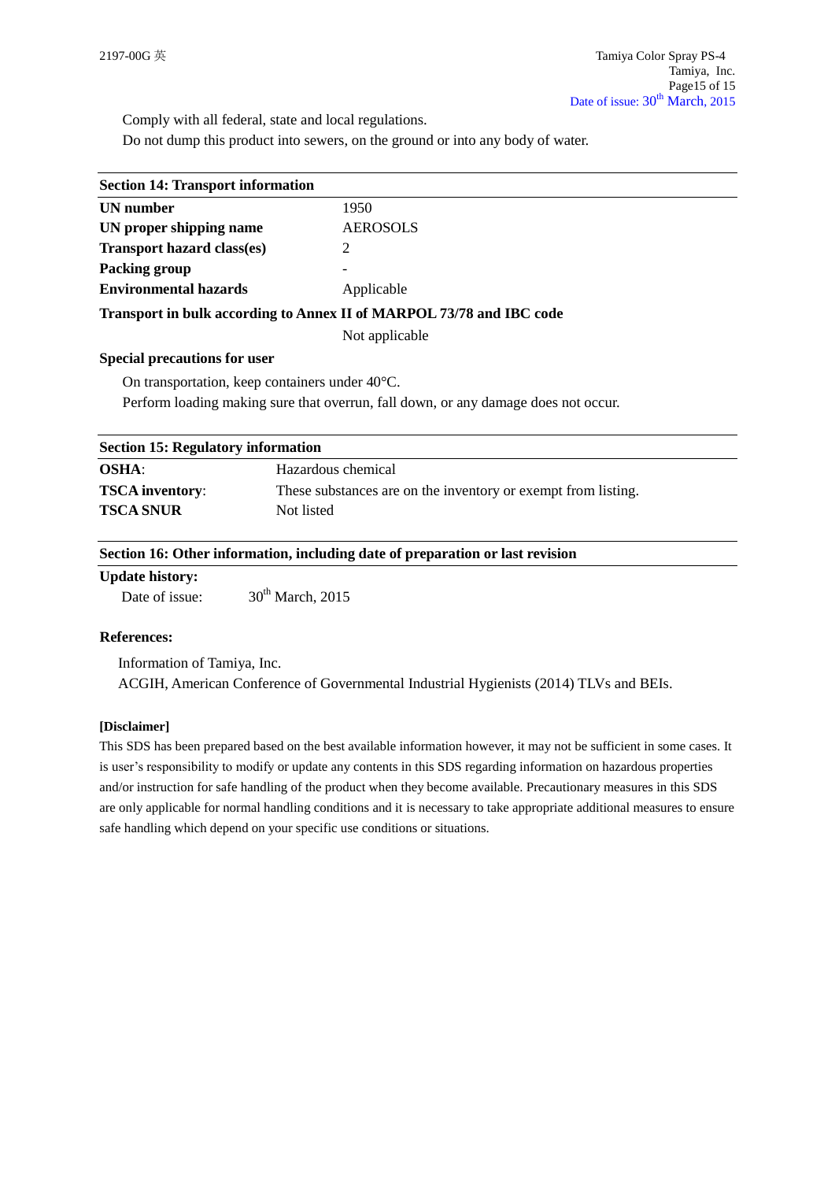Comply with all federal, state and local regulations.

Do not dump this product into sewers, on the ground or into any body of water.

## Section 14: Transport information

| | |
|---|---|
| **UN number** | 1950 |
| **UN proper shipping name** | AEROSOLS |
| **Transport hazard class(es)** | 2 |
| **Packing group** | - |
| **Environmental hazards** | Applicable |

**Transport in bulk according to Annex II of MARPOL 73/78 and IBC code**

Not applicable

**Special precautions for user**

On transportation, keep containers under 40°C.

Perform loading making sure that overrun, fall down, or any damage does not occur.

## Section 15: Regulatory information

| | |
|---|---|
| **OSHA**: | Hazardous chemical |
| **TSCA inventory**: | These substances are on the inventory or exempt from listing. |
| **TSCA SNUR** | Not listed |

## Section 16: Other information, including date of preparation or last revision

**Update history:**

Date of issue: 30th March, 2015

**References:**

Information of Tamiya, Inc.

ACGIH, American Conference of Governmental Industrial Hygienists (2014) TLVs and BEIs.

**[Disclaimer]**

This SDS has been prepared based on the best available information however, it may not be sufficient in some cases. It is user's responsibility to modify or update any contents in this SDS regarding information on hazardous properties and/or instruction for safe handling of the product when they become available. Precautionary measures in this SDS are only applicable for normal handling conditions and it is necessary to take appropriate additional measures to ensure safe handling which depend on your specific use conditions or situations.